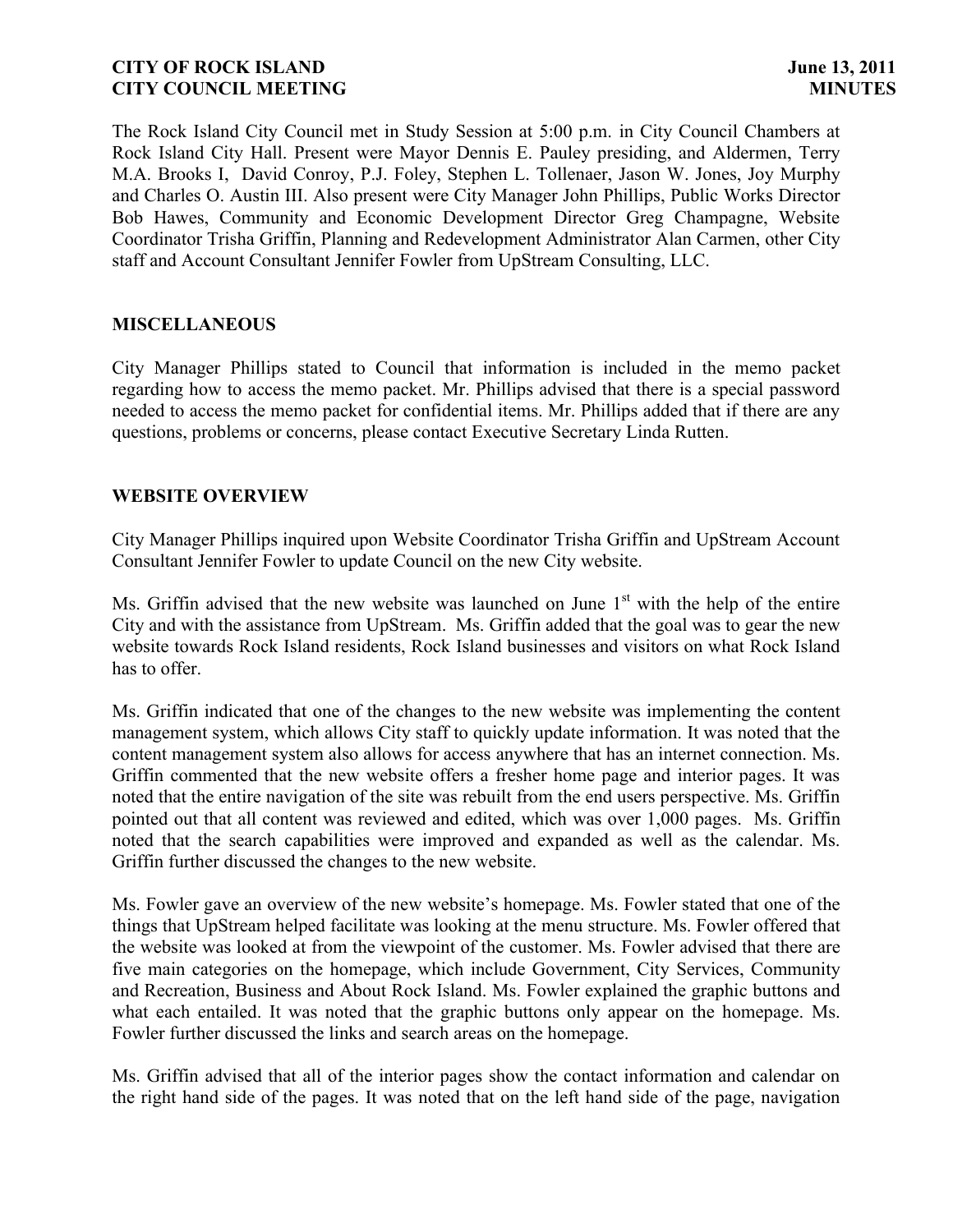**CITY OF ROCK ISLAND** **June 13, 2011**
**CITY COUNCIL MEETING** **MINUTES**

The Rock Island City Council met in Study Session at 5:00 p.m. in City Council Chambers at Rock Island City Hall. Present were Mayor Dennis E. Pauley presiding, and Aldermen, Terry M.A. Brooks I, David Conroy, P.J. Foley, Stephen L. Tollenaer, Jason W. Jones, Joy Murphy and Charles O. Austin III. Also present were City Manager John Phillips, Public Works Director Bob Hawes, Community and Economic Development Director Greg Champagne, Website Coordinator Trisha Griffin, Planning and Redevelopment Administrator Alan Carmen, other City staff and Account Consultant Jennifer Fowler from UpStream Consulting, LLC.

## MISCELLANEOUS

City Manager Phillips stated to Council that information is included in the memo packet regarding how to access the memo packet. Mr. Phillips advised that there is a special password needed to access the memo packet for confidential items. Mr. Phillips added that if there are any questions, problems or concerns, please contact Executive Secretary Linda Rutten.

## WEBSITE OVERVIEW

City Manager Phillips inquired upon Website Coordinator Trisha Griffin and UpStream Account Consultant Jennifer Fowler to update Council on the new City website.

Ms. Griffin advised that the new website was launched on June 1st with the help of the entire City and with the assistance from UpStream. Ms. Griffin added that the goal was to gear the new website towards Rock Island residents, Rock Island businesses and visitors on what Rock Island has to offer.

Ms. Griffin indicated that one of the changes to the new website was implementing the content management system, which allows City staff to quickly update information. It was noted that the content management system also allows for access anywhere that has an internet connection. Ms. Griffin commented that the new website offers a fresher home page and interior pages. It was noted that the entire navigation of the site was rebuilt from the end users perspective. Ms. Griffin pointed out that all content was reviewed and edited, which was over 1,000 pages. Ms. Griffin noted that the search capabilities were improved and expanded as well as the calendar. Ms. Griffin further discussed the changes to the new website.

Ms. Fowler gave an overview of the new website's homepage. Ms. Fowler stated that one of the things that UpStream helped facilitate was looking at the menu structure. Ms. Fowler offered that the website was looked at from the viewpoint of the customer. Ms. Fowler advised that there are five main categories on the homepage, which include Government, City Services, Community and Recreation, Business and About Rock Island. Ms. Fowler explained the graphic buttons and what each entailed. It was noted that the graphic buttons only appear on the homepage. Ms. Fowler further discussed the links and search areas on the homepage.

Ms. Griffin advised that all of the interior pages show the contact information and calendar on the right hand side of the pages. It was noted that on the left hand side of the page, navigation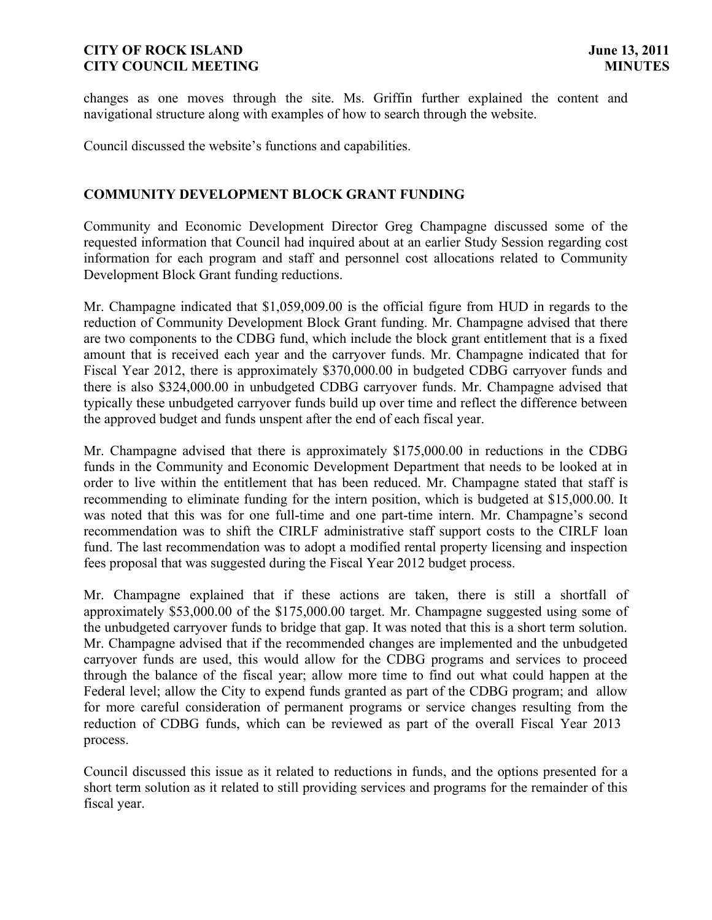changes as one moves through the site. Ms. Griffin further explained the content and navigational structure along with examples of how to search through the website.

Council discussed the website's functions and capabilities.

## COMMUNITY DEVELOPMENT BLOCK GRANT FUNDING

Community and Economic Development Director Greg Champagne discussed some of the requested information that Council had inquired about at an earlier Study Session regarding cost information for each program and staff and personnel cost allocations related to Community Development Block Grant funding reductions.

Mr. Champagne indicated that $1,059,009.00 is the official figure from HUD in regards to the reduction of Community Development Block Grant funding. Mr. Champagne advised that there are two components to the CDBG fund, which include the block grant entitlement that is a fixed amount that is received each year and the carryover funds. Mr. Champagne indicated that for Fiscal Year 2012, there is approximately $370,000.00 in budgeted CDBG carryover funds and there is also $324,000.00 in unbudgeted CDBG carryover funds. Mr. Champagne advised that typically these unbudgeted carryover funds build up over time and reflect the difference between the approved budget and funds unspent after the end of each fiscal year.

Mr. Champagne advised that there is approximately $175,000.00 in reductions in the CDBG funds in the Community and Economic Development Department that needs to be looked at in order to live within the entitlement that has been reduced. Mr. Champagne stated that staff is recommending to eliminate funding for the intern position, which is budgeted at $15,000.00. It was noted that this was for one full-time and one part-time intern. Mr. Champagne's second recommendation was to shift the CIRLF administrative staff support costs to the CIRLF loan fund. The last recommendation was to adopt a modified rental property licensing and inspection fees proposal that was suggested during the Fiscal Year 2012 budget process.

Mr. Champagne explained that if these actions are taken, there is still a shortfall of approximately $53,000.00 of the $175,000.00 target. Mr. Champagne suggested using some of the unbudgeted carryover funds to bridge that gap. It was noted that this is a short term solution. Mr. Champagne advised that if the recommended changes are implemented and the unbudgeted carryover funds are used, this would allow for the CDBG programs and services to proceed through the balance of the fiscal year; allow more time to find out what could happen at the Federal level; allow the City to expend funds granted as part of the CDBG program; and allow for more careful consideration of permanent programs or service changes resulting from the reduction of CDBG funds, which can be reviewed as part of the overall Fiscal Year 2013 process.

Council discussed this issue as it related to reductions in funds, and the options presented for a short term solution as it related to still providing services and programs for the remainder of this fiscal year.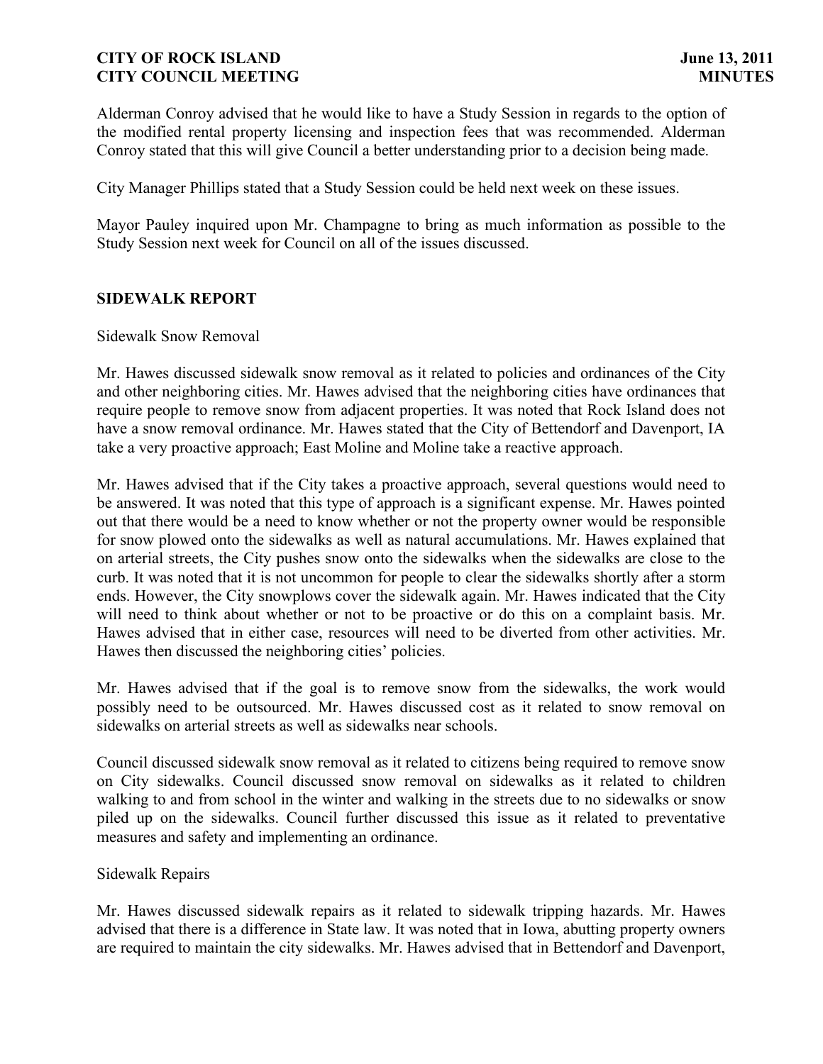Alderman Conroy advised that he would like to have a Study Session in regards to the option of the modified rental property licensing and inspection fees that was recommended. Alderman Conroy stated that this will give Council a better understanding prior to a decision being made.

City Manager Phillips stated that a Study Session could be held next week on these issues.

Mayor Pauley inquired upon Mr. Champagne to bring as much information as possible to the Study Session next week for Council on all of the issues discussed.

## SIDEWALK REPORT

Sidewalk Snow Removal

Mr. Hawes discussed sidewalk snow removal as it related to policies and ordinances of the City and other neighboring cities. Mr. Hawes advised that the neighboring cities have ordinances that require people to remove snow from adjacent properties. It was noted that Rock Island does not have a snow removal ordinance. Mr. Hawes stated that the City of Bettendorf and Davenport, IA take a very proactive approach; East Moline and Moline take a reactive approach.

Mr. Hawes advised that if the City takes a proactive approach, several questions would need to be answered. It was noted that this type of approach is a significant expense. Mr. Hawes pointed out that there would be a need to know whether or not the property owner would be responsible for snow plowed onto the sidewalks as well as natural accumulations. Mr. Hawes explained that on arterial streets, the City pushes snow onto the sidewalks when the sidewalks are close to the curb. It was noted that it is not uncommon for people to clear the sidewalks shortly after a storm ends. However, the City snowplows cover the sidewalk again. Mr. Hawes indicated that the City will need to think about whether or not to be proactive or do this on a complaint basis. Mr. Hawes advised that in either case, resources will need to be diverted from other activities. Mr. Hawes then discussed the neighboring cities' policies.

Mr. Hawes advised that if the goal is to remove snow from the sidewalks, the work would possibly need to be outsourced. Mr. Hawes discussed cost as it related to snow removal on sidewalks on arterial streets as well as sidewalks near schools.

Council discussed sidewalk snow removal as it related to citizens being required to remove snow on City sidewalks. Council discussed snow removal on sidewalks as it related to children walking to and from school in the winter and walking in the streets due to no sidewalks or snow piled up on the sidewalks. Council further discussed this issue as it related to preventative measures and safety and implementing an ordinance.

Sidewalk Repairs

Mr. Hawes discussed sidewalk repairs as it related to sidewalk tripping hazards. Mr. Hawes advised that there is a difference in State law. It was noted that in Iowa, abutting property owners are required to maintain the city sidewalks. Mr. Hawes advised that in Bettendorf and Davenport,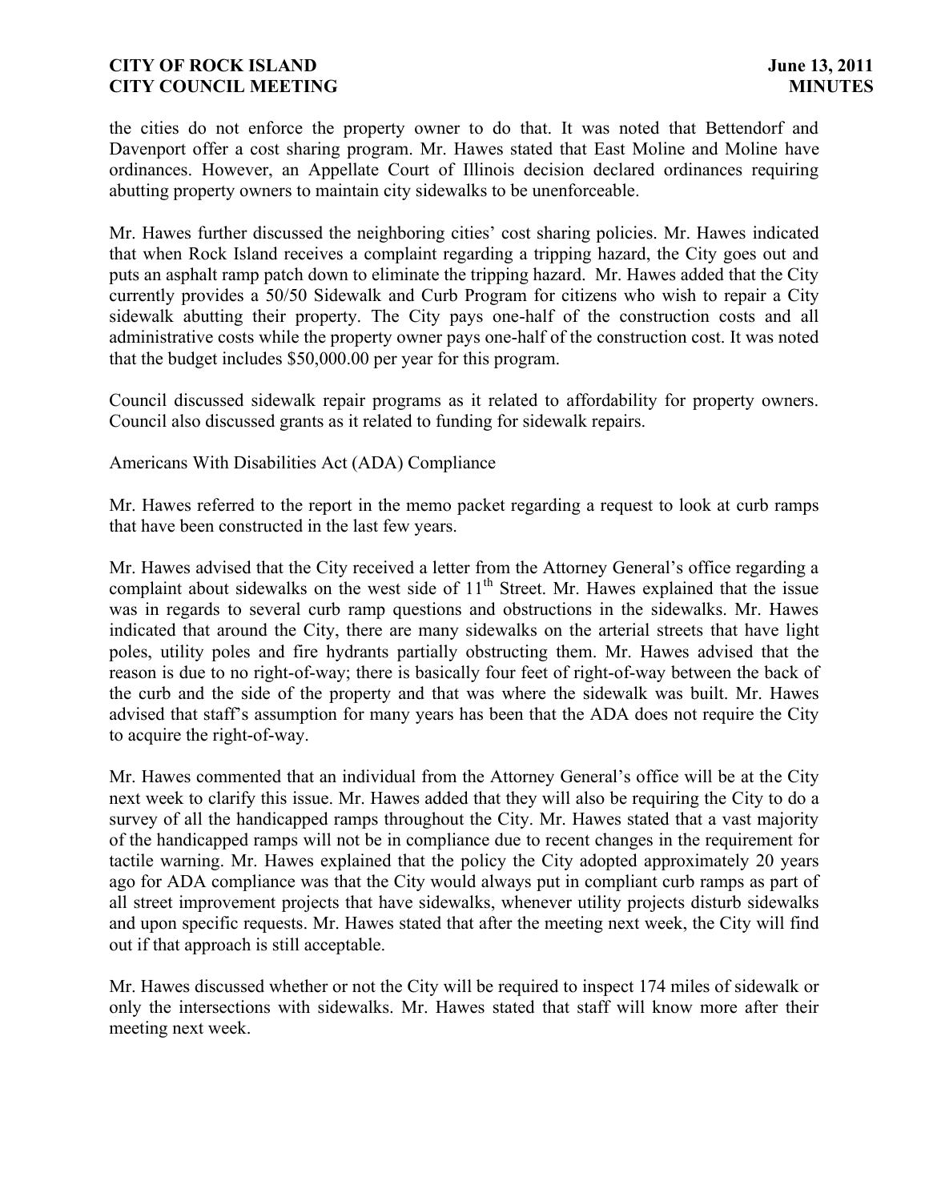the cities do not enforce the property owner to do that. It was noted that Bettendorf and Davenport offer a cost sharing program. Mr. Hawes stated that East Moline and Moline have ordinances. However, an Appellate Court of Illinois decision declared ordinances requiring abutting property owners to maintain city sidewalks to be unenforceable.

Mr. Hawes further discussed the neighboring cities' cost sharing policies. Mr. Hawes indicated that when Rock Island receives a complaint regarding a tripping hazard, the City goes out and puts an asphalt ramp patch down to eliminate the tripping hazard. Mr. Hawes added that the City currently provides a 50/50 Sidewalk and Curb Program for citizens who wish to repair a City sidewalk abutting their property. The City pays one-half of the construction costs and all administrative costs while the property owner pays one-half of the construction cost. It was noted that the budget includes $50,000.00 per year for this program.

Council discussed sidewalk repair programs as it related to affordability for property owners. Council also discussed grants as it related to funding for sidewalk repairs.

Americans With Disabilities Act (ADA) Compliance

Mr. Hawes referred to the report in the memo packet regarding a request to look at curb ramps that have been constructed in the last few years.

Mr. Hawes advised that the City received a letter from the Attorney General's office regarding a complaint about sidewalks on the west side of 11th Street. Mr. Hawes explained that the issue was in regards to several curb ramp questions and obstructions in the sidewalks. Mr. Hawes indicated that around the City, there are many sidewalks on the arterial streets that have light poles, utility poles and fire hydrants partially obstructing them. Mr. Hawes advised that the reason is due to no right-of-way; there is basically four feet of right-of-way between the back of the curb and the side of the property and that was where the sidewalk was built. Mr. Hawes advised that staff's assumption for many years has been that the ADA does not require the City to acquire the right-of-way.

Mr. Hawes commented that an individual from the Attorney General's office will be at the City next week to clarify this issue. Mr. Hawes added that they will also be requiring the City to do a survey of all the handicapped ramps throughout the City. Mr. Hawes stated that a vast majority of the handicapped ramps will not be in compliance due to recent changes in the requirement for tactile warning. Mr. Hawes explained that the policy the City adopted approximately 20 years ago for ADA compliance was that the City would always put in compliant curb ramps as part of all street improvement projects that have sidewalks, whenever utility projects disturb sidewalks and upon specific requests. Mr. Hawes stated that after the meeting next week, the City will find out if that approach is still acceptable.

Mr. Hawes discussed whether or not the City will be required to inspect 174 miles of sidewalk or only the intersections with sidewalks. Mr. Hawes stated that staff will know more after their meeting next week.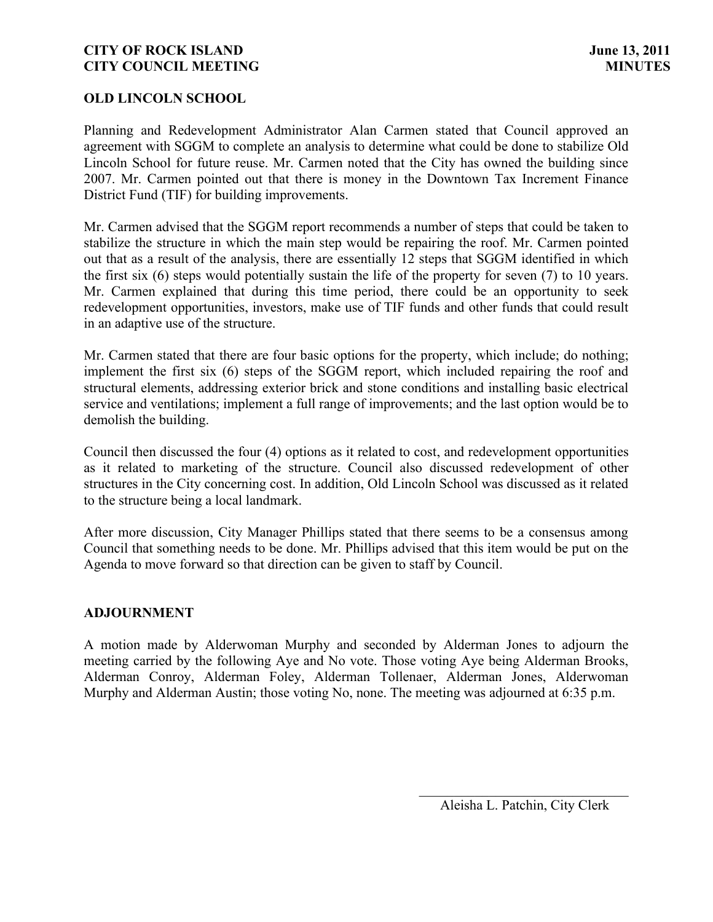## OLD LINCOLN SCHOOL

Planning and Redevelopment Administrator Alan Carmen stated that Council approved an agreement with SGGM to complete an analysis to determine what could be done to stabilize Old Lincoln School for future reuse. Mr. Carmen noted that the City has owned the building since 2007. Mr. Carmen pointed out that there is money in the Downtown Tax Increment Finance District Fund (TIF) for building improvements.

Mr. Carmen advised that the SGGM report recommends a number of steps that could be taken to stabilize the structure in which the main step would be repairing the roof. Mr. Carmen pointed out that as a result of the analysis, there are essentially 12 steps that SGGM identified in which the first six (6) steps would potentially sustain the life of the property for seven (7) to 10 years. Mr. Carmen explained that during this time period, there could be an opportunity to seek redevelopment opportunities, investors, make use of TIF funds and other funds that could result in an adaptive use of the structure.

Mr. Carmen stated that there are four basic options for the property, which include; do nothing; implement the first six (6) steps of the SGGM report, which included repairing the roof and structural elements, addressing exterior brick and stone conditions and installing basic electrical service and ventilations; implement a full range of improvements; and the last option would be to demolish the building.

Council then discussed the four (4) options as it related to cost, and redevelopment opportunities as it related to marketing of the structure. Council also discussed redevelopment of other structures in the City concerning cost. In addition, Old Lincoln School was discussed as it related to the structure being a local landmark.

After more discussion, City Manager Phillips stated that there seems to be a consensus among Council that something needs to be done. Mr. Phillips advised that this item would be put on the Agenda to move forward so that direction can be given to staff by Council.

## ADJOURNMENT

A motion made by Alderwoman Murphy and seconded by Alderman Jones to adjourn the meeting carried by the following Aye and No vote. Those voting Aye being Alderman Brooks, Alderman Conroy, Alderman Foley, Alderman Tollenaer, Alderman Jones, Alderwoman Murphy and Alderman Austin; those voting No, none. The meeting was adjourned at 6:35 p.m.

\_\_\_\_\_\_\_\_\_\_\_\_\_\_\_\_\_\_\_\_\_\_\_\_\_\_\_\_\_\_

Aleisha L. Patchin, City Clerk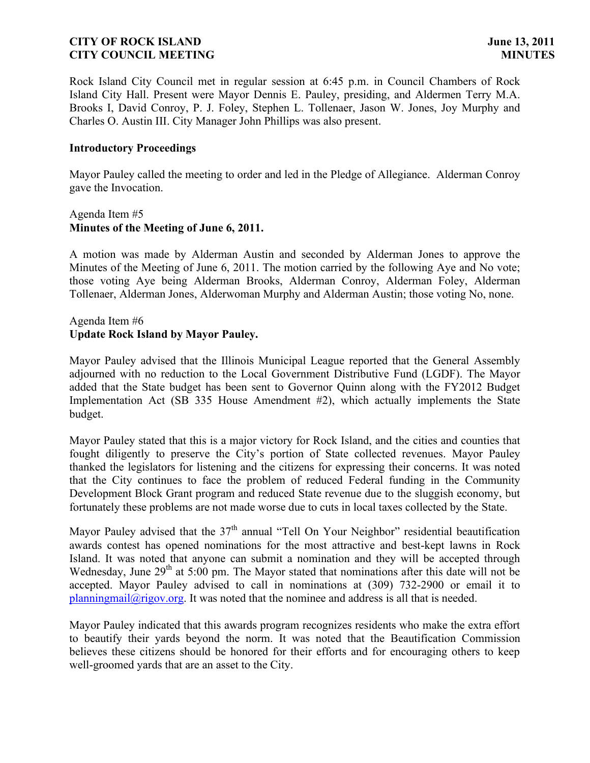**CITY OF ROCK ISLAND** **June 13, 2011**
**CITY COUNCIL MEETING** **MINUTES**

Rock Island City Council met in regular session at 6:45 p.m. in Council Chambers of Rock Island City Hall. Present were Mayor Dennis E. Pauley, presiding, and Aldermen Terry M.A. Brooks I, David Conroy, P. J. Foley, Stephen L. Tollenaer, Jason W. Jones, Joy Murphy and Charles O. Austin III. City Manager John Phillips was also present.

**Introductory Proceedings**

Mayor Pauley called the meeting to order and led in the Pledge of Allegiance. Alderman Conroy gave the Invocation.

Agenda Item #5
**Minutes of the Meeting of June 6, 2011.**

A motion was made by Alderman Austin and seconded by Alderman Jones to approve the Minutes of the Meeting of June 6, 2011. The motion carried by the following Aye and No vote; those voting Aye being Alderman Brooks, Alderman Conroy, Alderman Foley, Alderman Tollenaer, Alderman Jones, Alderwoman Murphy and Alderman Austin; those voting No, none.

Agenda Item #6
**Update Rock Island by Mayor Pauley.**

Mayor Pauley advised that the Illinois Municipal League reported that the General Assembly adjourned with no reduction to the Local Government Distributive Fund (LGDF). The Mayor added that the State budget has been sent to Governor Quinn along with the FY2012 Budget Implementation Act (SB 335 House Amendment #2), which actually implements the State budget.

Mayor Pauley stated that this is a major victory for Rock Island, and the cities and counties that fought diligently to preserve the City's portion of State collected revenues. Mayor Pauley thanked the legislators for listening and the citizens for expressing their concerns. It was noted that the City continues to face the problem of reduced Federal funding in the Community Development Block Grant program and reduced State revenue due to the sluggish economy, but fortunately these problems are not made worse due to cuts in local taxes collected by the State.

Mayor Pauley advised that the 37th annual "Tell On Your Neighbor" residential beautification awards contest has opened nominations for the most attractive and best-kept lawns in Rock Island. It was noted that anyone can submit a nomination and they will be accepted through Wednesday, June 29th at 5:00 pm. The Mayor stated that nominations after this date will not be accepted. Mayor Pauley advised to call in nominations at (309) 732-2900 or email it to planningmail@rigov.org. It was noted that the nominee and address is all that is needed.

Mayor Pauley indicated that this awards program recognizes residents who make the extra effort to beautify their yards beyond the norm. It was noted that the Beautification Commission believes these citizens should be honored for their efforts and for encouraging others to keep well-groomed yards that are an asset to the City.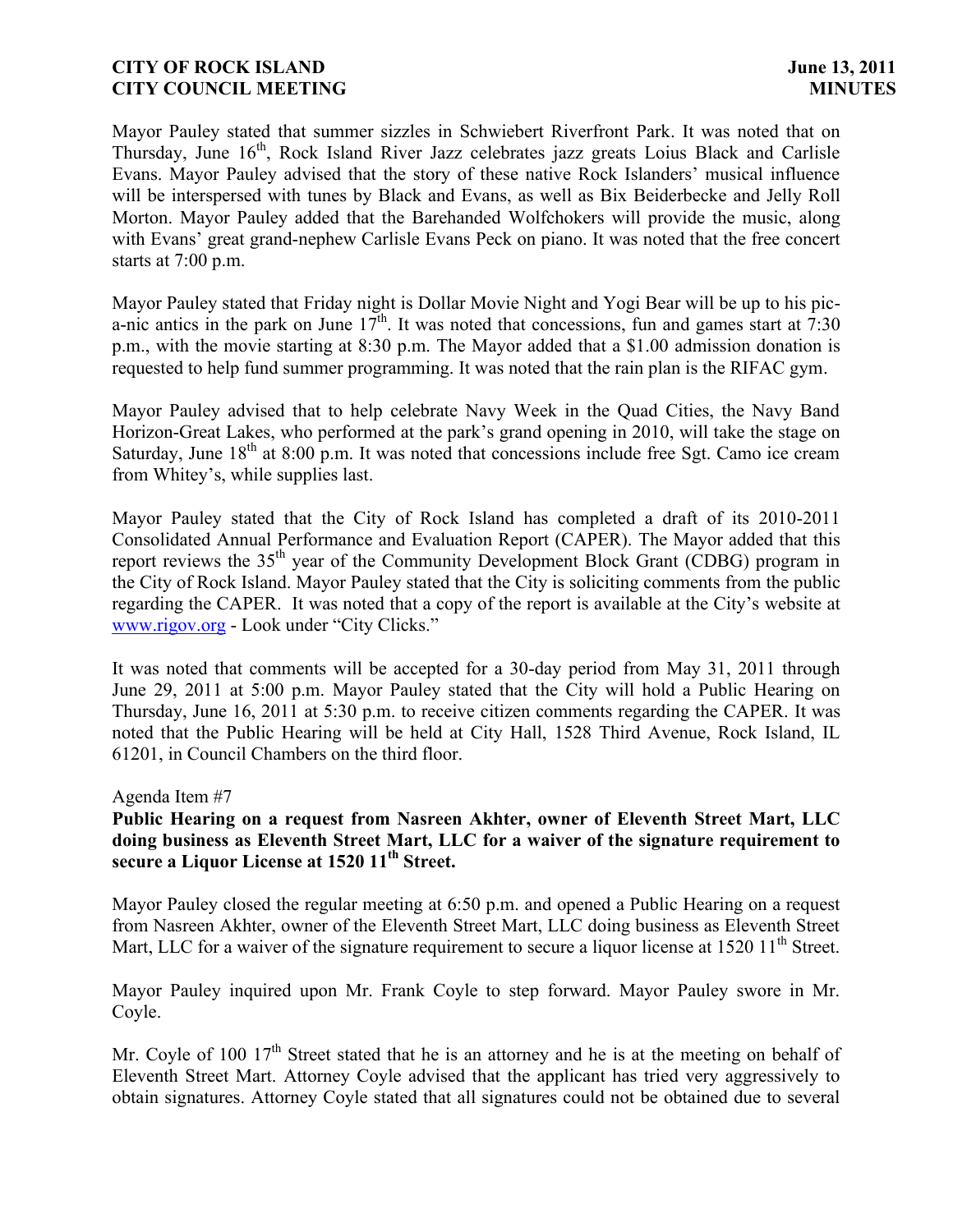Mayor Pauley stated that summer sizzles in Schwiebert Riverfront Park. It was noted that on Thursday, June 16th, Rock Island River Jazz celebrates jazz greats Loius Black and Carlisle Evans. Mayor Pauley advised that the story of these native Rock Islanders' musical influence will be interspersed with tunes by Black and Evans, as well as Bix Beiderbecke and Jelly Roll Morton. Mayor Pauley added that the Barehanded Wolfchokers will provide the music, along with Evans' great grand-nephew Carlisle Evans Peck on piano. It was noted that the free concert starts at 7:00 p.m.

Mayor Pauley stated that Friday night is Dollar Movie Night and Yogi Bear will be up to his pic-a-nic antics in the park on June 17th. It was noted that concessions, fun and games start at 7:30 p.m., with the movie starting at 8:30 p.m. The Mayor added that a $1.00 admission donation is requested to help fund summer programming. It was noted that the rain plan is the RIFAC gym.

Mayor Pauley advised that to help celebrate Navy Week in the Quad Cities, the Navy Band Horizon-Great Lakes, who performed at the park's grand opening in 2010, will take the stage on Saturday, June 18th at 8:00 p.m. It was noted that concessions include free Sgt. Camo ice cream from Whitey's, while supplies last.

Mayor Pauley stated that the City of Rock Island has completed a draft of its 2010-2011 Consolidated Annual Performance and Evaluation Report (CAPER). The Mayor added that this report reviews the 35th year of the Community Development Block Grant (CDBG) program in the City of Rock Island. Mayor Pauley stated that the City is soliciting comments from the public regarding the CAPER. It was noted that a copy of the report is available at the City's website at www.rigov.org - Look under "City Clicks."

It was noted that comments will be accepted for a 30-day period from May 31, 2011 through June 29, 2011 at 5:00 p.m. Mayor Pauley stated that the City will hold a Public Hearing on Thursday, June 16, 2011 at 5:30 p.m. to receive citizen comments regarding the CAPER. It was noted that the Public Hearing will be held at City Hall, 1528 Third Avenue, Rock Island, IL 61201, in Council Chambers on the third floor.

Agenda Item #7

**Public Hearing on a request from Nasreen Akhter, owner of Eleventh Street Mart, LLC doing business as Eleventh Street Mart, LLC for a waiver of the signature requirement to secure a Liquor License at 1520 11th Street.**

Mayor Pauley closed the regular meeting at 6:50 p.m. and opened a Public Hearing on a request from Nasreen Akhter, owner of the Eleventh Street Mart, LLC doing business as Eleventh Street Mart, LLC for a waiver of the signature requirement to secure a liquor license at 1520 11th Street.

Mayor Pauley inquired upon Mr. Frank Coyle to step forward. Mayor Pauley swore in Mr. Coyle.

Mr. Coyle of 100 17th Street stated that he is an attorney and he is at the meeting on behalf of Eleventh Street Mart. Attorney Coyle advised that the applicant has tried very aggressively to obtain signatures. Attorney Coyle stated that all signatures could not be obtained due to several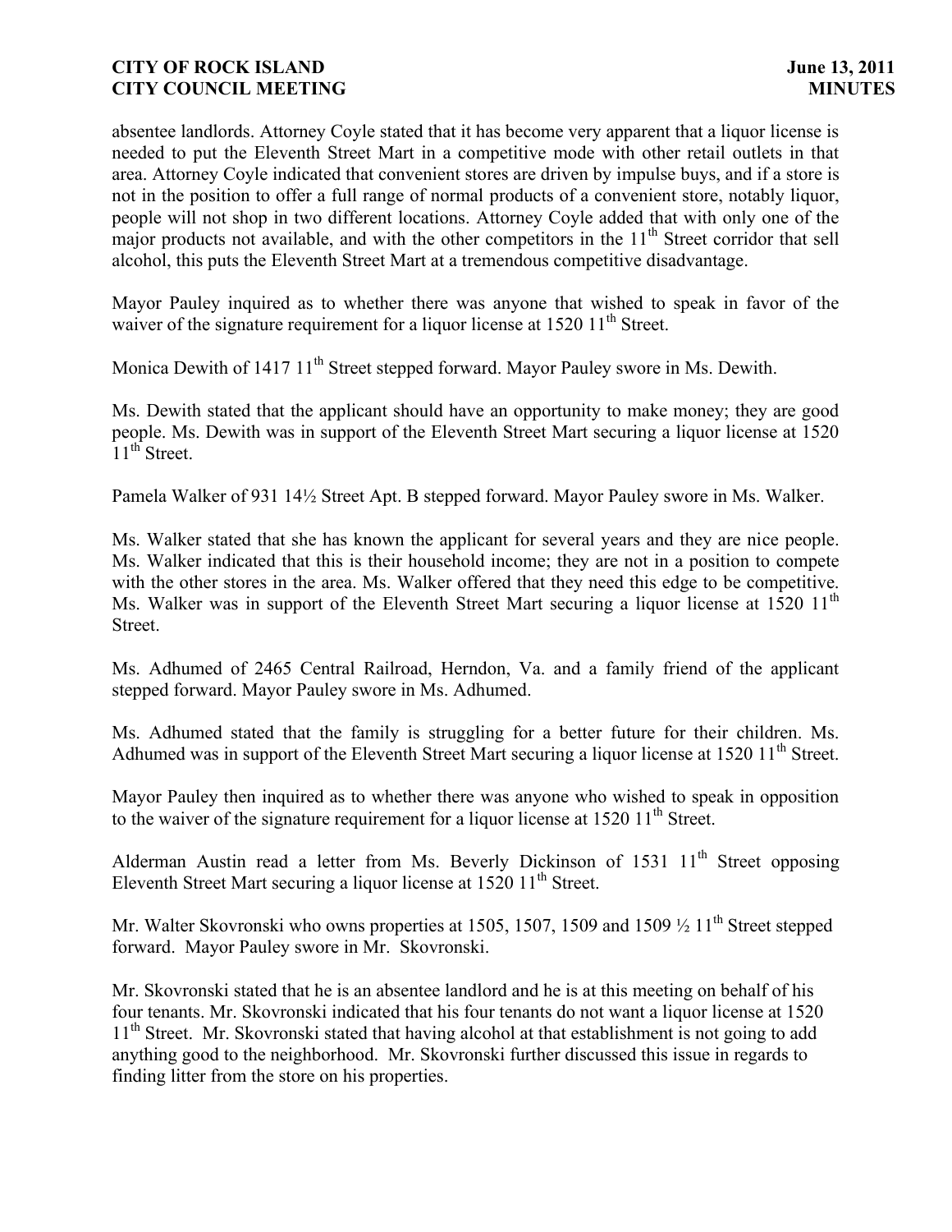absentee landlords. Attorney Coyle stated that it has become very apparent that a liquor license is needed to put the Eleventh Street Mart in a competitive mode with other retail outlets in that area. Attorney Coyle indicated that convenient stores are driven by impulse buys, and if a store is not in the position to offer a full range of normal products of a convenient store, notably liquor, people will not shop in two different locations. Attorney Coyle added that with only one of the major products not available, and with the other competitors in the 11th Street corridor that sell alcohol, this puts the Eleventh Street Mart at a tremendous competitive disadvantage.

Mayor Pauley inquired as to whether there was anyone that wished to speak in favor of the waiver of the signature requirement for a liquor license at 1520 11th Street.

Monica Dewith of 1417 11th Street stepped forward. Mayor Pauley swore in Ms. Dewith.

Ms. Dewith stated that the applicant should have an opportunity to make money; they are good people. Ms. Dewith was in support of the Eleventh Street Mart securing a liquor license at 1520 11th Street.

Pamela Walker of 931 14½ Street Apt. B stepped forward. Mayor Pauley swore in Ms. Walker.

Ms. Walker stated that she has known the applicant for several years and they are nice people. Ms. Walker indicated that this is their household income; they are not in a position to compete with the other stores in the area. Ms. Walker offered that they need this edge to be competitive. Ms. Walker was in support of the Eleventh Street Mart securing a liquor license at 1520 11th Street.

Ms. Adhumed of 2465 Central Railroad, Herndon, Va. and a family friend of the applicant stepped forward. Mayor Pauley swore in Ms. Adhumed.

Ms. Adhumed stated that the family is struggling for a better future for their children. Ms. Adhumed was in support of the Eleventh Street Mart securing a liquor license at 1520 11th Street.

Mayor Pauley then inquired as to whether there was anyone who wished to speak in opposition to the waiver of the signature requirement for a liquor license at 1520 11th Street.

Alderman Austin read a letter from Ms. Beverly Dickinson of 1531 11th Street opposing Eleventh Street Mart securing a liquor license at 1520 11th Street.

Mr. Walter Skovronski who owns properties at 1505, 1507, 1509 and 1509 ½ 11th Street stepped forward. Mayor Pauley swore in Mr. Skovronski.

Mr. Skovronski stated that he is an absentee landlord and he is at this meeting on behalf of his four tenants. Mr. Skovronski indicated that his four tenants do not want a liquor license at 1520 11th Street. Mr. Skovronski stated that having alcohol at that establishment is not going to add anything good to the neighborhood. Mr. Skovronski further discussed this issue in regards to finding litter from the store on his properties.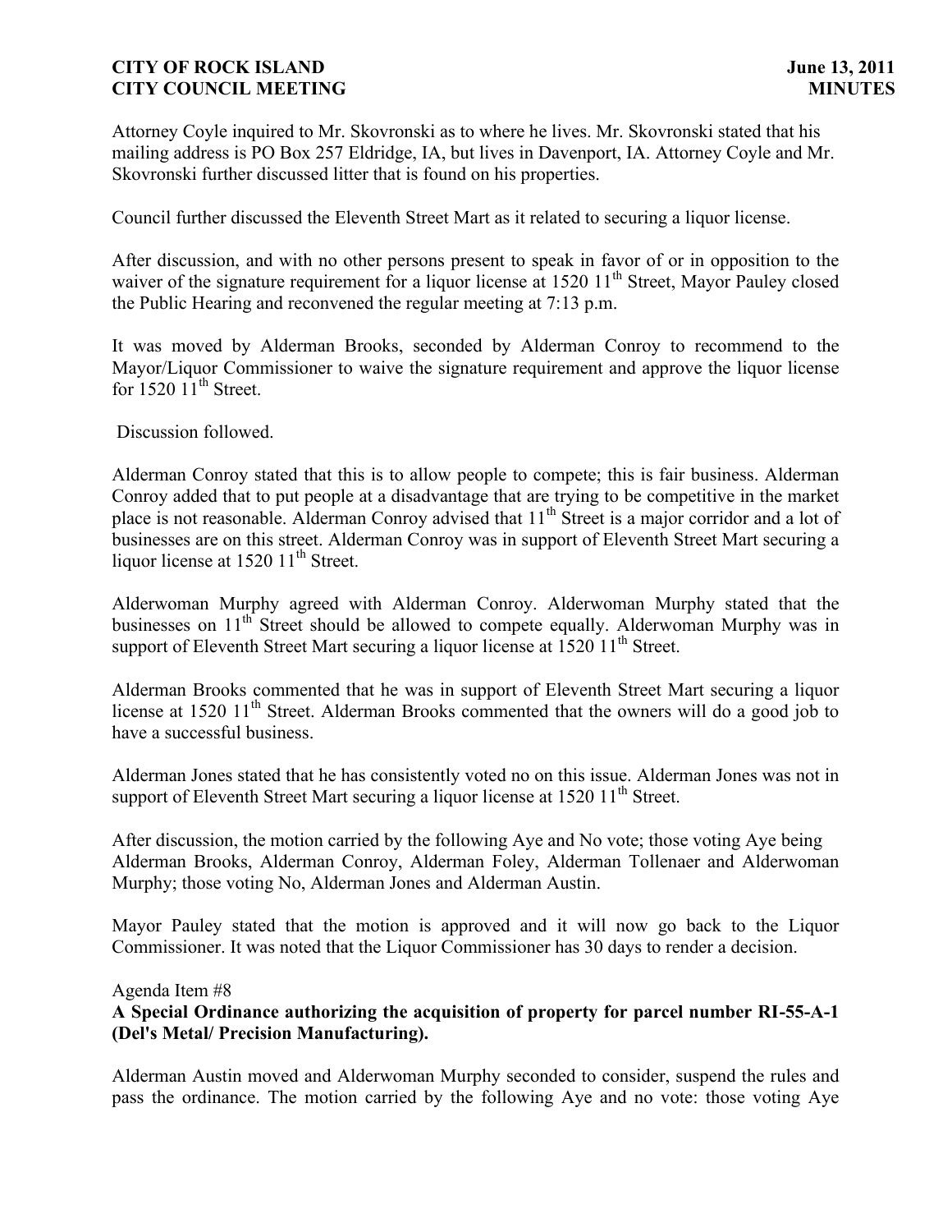Attorney Coyle inquired to Mr. Skovronski as to where he lives. Mr. Skovronski stated that his mailing address is PO Box 257 Eldridge, IA, but lives in Davenport, IA. Attorney Coyle and Mr. Skovronski further discussed litter that is found on his properties.

Council further discussed the Eleventh Street Mart as it related to securing a liquor license.

After discussion, and with no other persons present to speak in favor of or in opposition to the waiver of the signature requirement for a liquor license at 1520 11th Street, Mayor Pauley closed the Public Hearing and reconvened the regular meeting at 7:13 p.m.

It was moved by Alderman Brooks, seconded by Alderman Conroy to recommend to the Mayor/Liquor Commissioner to waive the signature requirement and approve the liquor license for 1520 11th Street.

Discussion followed.

Alderman Conroy stated that this is to allow people to compete; this is fair business. Alderman Conroy added that to put people at a disadvantage that are trying to be competitive in the market place is not reasonable. Alderman Conroy advised that 11th Street is a major corridor and a lot of businesses are on this street. Alderman Conroy was in support of Eleventh Street Mart securing a liquor license at 1520 11th Street.

Alderwoman Murphy agreed with Alderman Conroy. Alderwoman Murphy stated that the businesses on 11th Street should be allowed to compete equally. Alderwoman Murphy was in support of Eleventh Street Mart securing a liquor license at 1520 11th Street.

Alderman Brooks commented that he was in support of Eleventh Street Mart securing a liquor license at 1520 11th Street. Alderman Brooks commented that the owners will do a good job to have a successful business.

Alderman Jones stated that he has consistently voted no on this issue. Alderman Jones was not in support of Eleventh Street Mart securing a liquor license at 1520 11th Street.

After discussion, the motion carried by the following Aye and No vote; those voting Aye being Alderman Brooks, Alderman Conroy, Alderman Foley, Alderman Tollenaer and Alderwoman Murphy; those voting No, Alderman Jones and Alderman Austin.

Mayor Pauley stated that the motion is approved and it will now go back to the Liquor Commissioner. It was noted that the Liquor Commissioner has 30 days to render a decision.

Agenda Item #8

**A Special Ordinance authorizing the acquisition of property for parcel number RI-55-A-1 (Del's Metal/ Precision Manufacturing).**

Alderman Austin moved and Alderwoman Murphy seconded to consider, suspend the rules and pass the ordinance. The motion carried by the following Aye and no vote: those voting Aye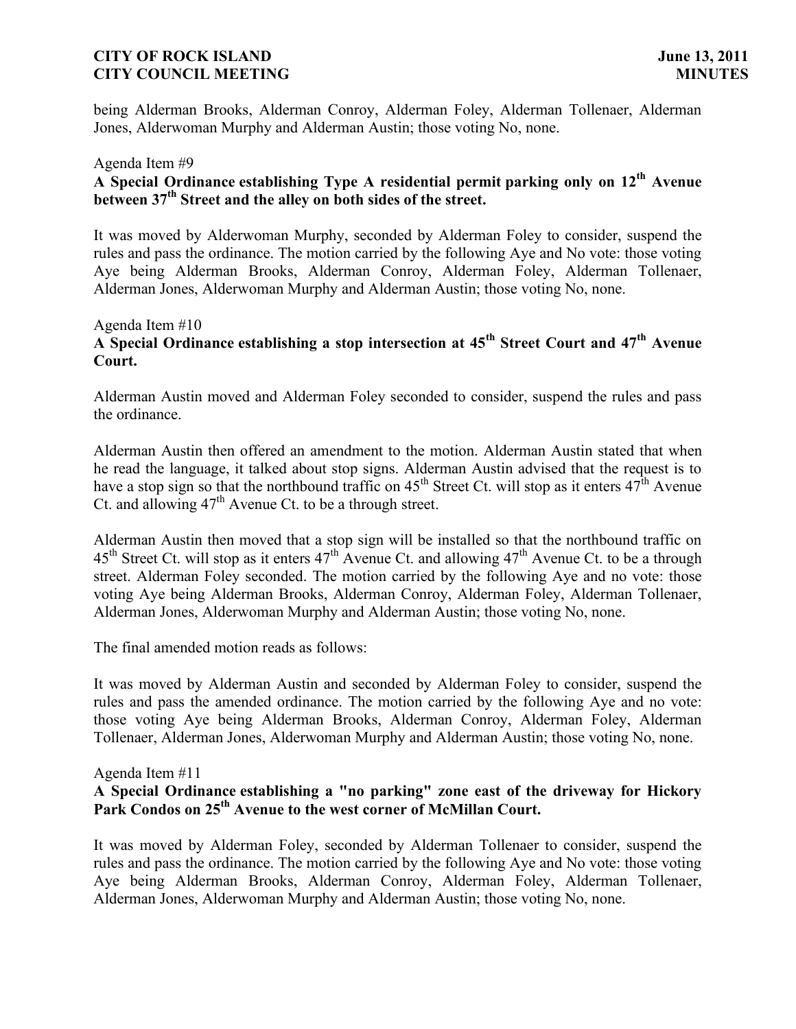being Alderman Brooks, Alderman Conroy, Alderman Foley, Alderman Tollenaer, Alderman Jones, Alderwoman Murphy and Alderman Austin; those voting No, none.

Agenda Item #9

**A Special Ordinance establishing Type A residential permit parking only on 12th Avenue between 37th Street and the alley on both sides of the street.**

It was moved by Alderwoman Murphy, seconded by Alderman Foley to consider, suspend the rules and pass the ordinance. The motion carried by the following Aye and No vote: those voting Aye being Alderman Brooks, Alderman Conroy, Alderman Foley, Alderman Tollenaer, Alderman Jones, Alderwoman Murphy and Alderman Austin; those voting No, none.

Agenda Item #10

**A Special Ordinance establishing a stop intersection at 45th Street Court and 47th Avenue Court.**

Alderman Austin moved and Alderman Foley seconded to consider, suspend the rules and pass the ordinance.

Alderman Austin then offered an amendment to the motion. Alderman Austin stated that when he read the language, it talked about stop signs. Alderman Austin advised that the request is to have a stop sign so that the northbound traffic on 45th Street Ct. will stop as it enters 47th Avenue Ct. and allowing 47th Avenue Ct. to be a through street.

Alderman Austin then moved that a stop sign will be installed so that the northbound traffic on 45th Street Ct. will stop as it enters 47th Avenue Ct. and allowing 47th Avenue Ct. to be a through street. Alderman Foley seconded. The motion carried by the following Aye and no vote: those voting Aye being Alderman Brooks, Alderman Conroy, Alderman Foley, Alderman Tollenaer, Alderman Jones, Alderwoman Murphy and Alderman Austin; those voting No, none.

The final amended motion reads as follows:

It was moved by Alderman Austin and seconded by Alderman Foley to consider, suspend the rules and pass the amended ordinance. The motion carried by the following Aye and no vote: those voting Aye being Alderman Brooks, Alderman Conroy, Alderman Foley, Alderman Tollenaer, Alderman Jones, Alderwoman Murphy and Alderman Austin; those voting No, none.

Agenda Item #11

**A Special Ordinance establishing a "no parking" zone east of the driveway for Hickory Park Condos on 25th Avenue to the west corner of McMillan Court.**

It was moved by Alderman Foley, seconded by Alderman Tollenaer to consider, suspend the rules and pass the ordinance. The motion carried by the following Aye and No vote: those voting Aye being Alderman Brooks, Alderman Conroy, Alderman Foley, Alderman Tollenaer, Alderman Jones, Alderwoman Murphy and Alderman Austin; those voting No, none.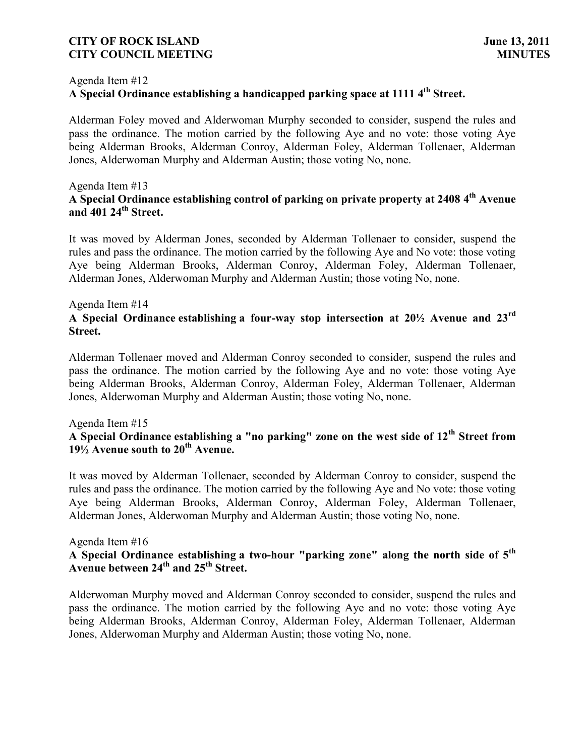Agenda Item #12

**A Special Ordinance establishing a handicapped parking space at 1111 4th Street.**

Alderman Foley moved and Alderwoman Murphy seconded to consider, suspend the rules and pass the ordinance. The motion carried by the following Aye and no vote: those voting Aye being Alderman Brooks, Alderman Conroy, Alderman Foley, Alderman Tollenaer, Alderman Jones, Alderwoman Murphy and Alderman Austin; those voting No, none.

Agenda Item #13

**A Special Ordinance establishing control of parking on private property at 2408 4th Avenue and 401 24th Street.**

It was moved by Alderman Jones, seconded by Alderman Tollenaer to consider, suspend the rules and pass the ordinance. The motion carried by the following Aye and No vote: those voting Aye being Alderman Brooks, Alderman Conroy, Alderman Foley, Alderman Tollenaer, Alderman Jones, Alderwoman Murphy and Alderman Austin; those voting No, none.

Agenda Item #14

**A Special Ordinance establishing a four-way stop intersection at 20½ Avenue and 23rd Street.**

Alderman Tollenaer moved and Alderman Conroy seconded to consider, suspend the rules and pass the ordinance. The motion carried by the following Aye and no vote: those voting Aye being Alderman Brooks, Alderman Conroy, Alderman Foley, Alderman Tollenaer, Alderman Jones, Alderwoman Murphy and Alderman Austin; those voting No, none.

Agenda Item #15

**A Special Ordinance establishing a "no parking" zone on the west side of 12th Street from 19½ Avenue south to 20th Avenue.**

It was moved by Alderman Tollenaer, seconded by Alderman Conroy to consider, suspend the rules and pass the ordinance. The motion carried by the following Aye and No vote: those voting Aye being Alderman Brooks, Alderman Conroy, Alderman Foley, Alderman Tollenaer, Alderman Jones, Alderwoman Murphy and Alderman Austin; those voting No, none.

Agenda Item #16

**A Special Ordinance establishing a two-hour "parking zone" along the north side of 5th Avenue between 24th and 25th Street.**

Alderwoman Murphy moved and Alderman Conroy seconded to consider, suspend the rules and pass the ordinance. The motion carried by the following Aye and no vote: those voting Aye being Alderman Brooks, Alderman Conroy, Alderman Foley, Alderman Tollenaer, Alderman Jones, Alderwoman Murphy and Alderman Austin; those voting No, none.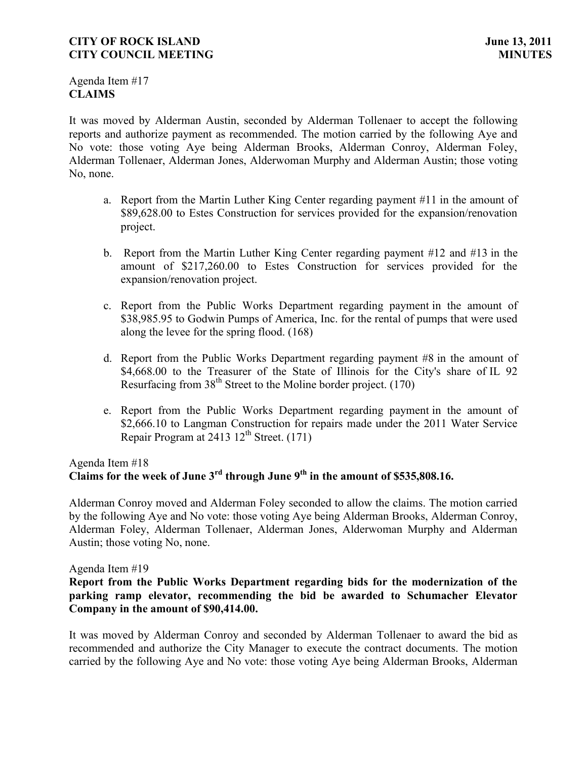Agenda Item #17
**CLAIMS**

It was moved by Alderman Austin, seconded by Alderman Tollenaer to accept the following reports and authorize payment as recommended. The motion carried by the following Aye and No vote: those voting Aye being Alderman Brooks, Alderman Conroy, Alderman Foley, Alderman Tollenaer, Alderman Jones, Alderwoman Murphy and Alderman Austin; those voting No, none.

a. Report from the Martin Luther King Center regarding payment #11 in the amount of $89,628.00 to Estes Construction for services provided for the expansion/renovation project.

b. Report from the Martin Luther King Center regarding payment #12 and #13 in the amount of $217,260.00 to Estes Construction for services provided for the expansion/renovation project.

c. Report from the Public Works Department regarding payment in the amount of $38,985.95 to Godwin Pumps of America, Inc. for the rental of pumps that were used along the levee for the spring flood. (168)

d. Report from the Public Works Department regarding payment #8 in the amount of $4,668.00 to the Treasurer of the State of Illinois for the City's share of IL 92 Resurfacing from 38th Street to the Moline border project. (170)

e. Report from the Public Works Department regarding payment in the amount of $2,666.10 to Langman Construction for repairs made under the 2011 Water Service Repair Program at 2413 12th Street. (171)

Agenda Item #18
**Claims for the week of June 3rd through June 9th in the amount of $535,808.16.**

Alderman Conroy moved and Alderman Foley seconded to allow the claims. The motion carried by the following Aye and No vote: those voting Aye being Alderman Brooks, Alderman Conroy, Alderman Foley, Alderman Tollenaer, Alderman Jones, Alderwoman Murphy and Alderman Austin; those voting No, none.

Agenda Item #19
**Report from the Public Works Department regarding bids for the modernization of the parking ramp elevator, recommending the bid be awarded to Schumacher Elevator Company in the amount of $90,414.00.**

It was moved by Alderman Conroy and seconded by Alderman Tollenaer to award the bid as recommended and authorize the City Manager to execute the contract documents. The motion carried by the following Aye and No vote: those voting Aye being Alderman Brooks, Alderman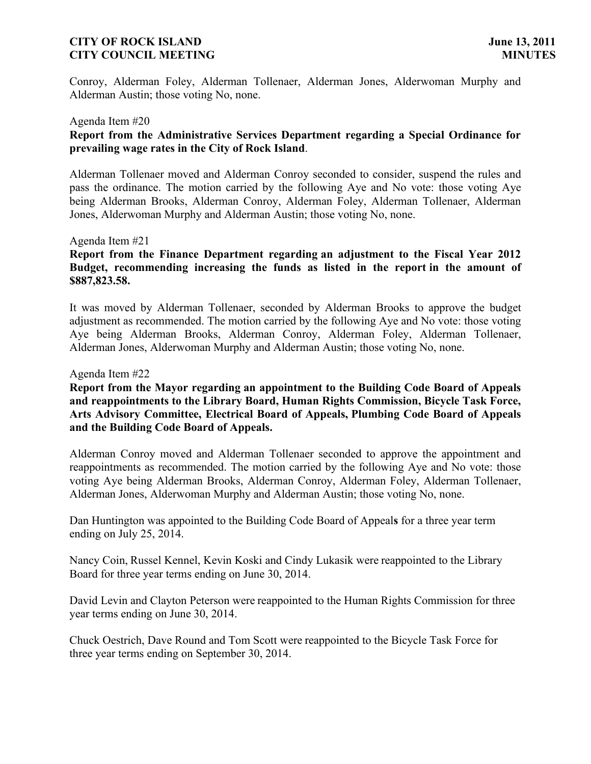Conroy, Alderman Foley, Alderman Tollenaer, Alderman Jones, Alderwoman Murphy and Alderman Austin; those voting No, none.

Agenda Item #20

**Report from the Administrative Services Department regarding a Special Ordinance for prevailing wage rates in the City of Rock Island**.

Alderman Tollenaer moved and Alderman Conroy seconded to consider, suspend the rules and pass the ordinance. The motion carried by the following Aye and No vote: those voting Aye being Alderman Brooks, Alderman Conroy, Alderman Foley, Alderman Tollenaer, Alderman Jones, Alderwoman Murphy and Alderman Austin; those voting No, none.

Agenda Item #21

**Report from the Finance Department regarding an adjustment to the Fiscal Year 2012 Budget, recommending increasing the funds as listed in the report in the amount of $887,823.58.**

It was moved by Alderman Tollenaer, seconded by Alderman Brooks to approve the budget adjustment as recommended. The motion carried by the following Aye and No vote: those voting Aye being Alderman Brooks, Alderman Conroy, Alderman Foley, Alderman Tollenaer, Alderman Jones, Alderwoman Murphy and Alderman Austin; those voting No, none.

Agenda Item #22

**Report from the Mayor regarding an appointment to the Building Code Board of Appeals and reappointments to the Library Board, Human Rights Commission, Bicycle Task Force, Arts Advisory Committee, Electrical Board of Appeals, Plumbing Code Board of Appeals and the Building Code Board of Appeals.**

Alderman Conroy moved and Alderman Tollenaer seconded to approve the appointment and reappointments as recommended. The motion carried by the following Aye and No vote: those voting Aye being Alderman Brooks, Alderman Conroy, Alderman Foley, Alderman Tollenaer, Alderman Jones, Alderwoman Murphy and Alderman Austin; those voting No, none.

Dan Huntington was appointed to the Building Code Board of Appeals for a three year term ending on July 25, 2014.

Nancy Coin, Russel Kennel, Kevin Koski and Cindy Lukasik were reappointed to the Library Board for three year terms ending on June 30, 2014.

David Levin and Clayton Peterson were reappointed to the Human Rights Commission for three year terms ending on June 30, 2014.

Chuck Oestrich, Dave Round and Tom Scott were reappointed to the Bicycle Task Force for three year terms ending on September 30, 2014.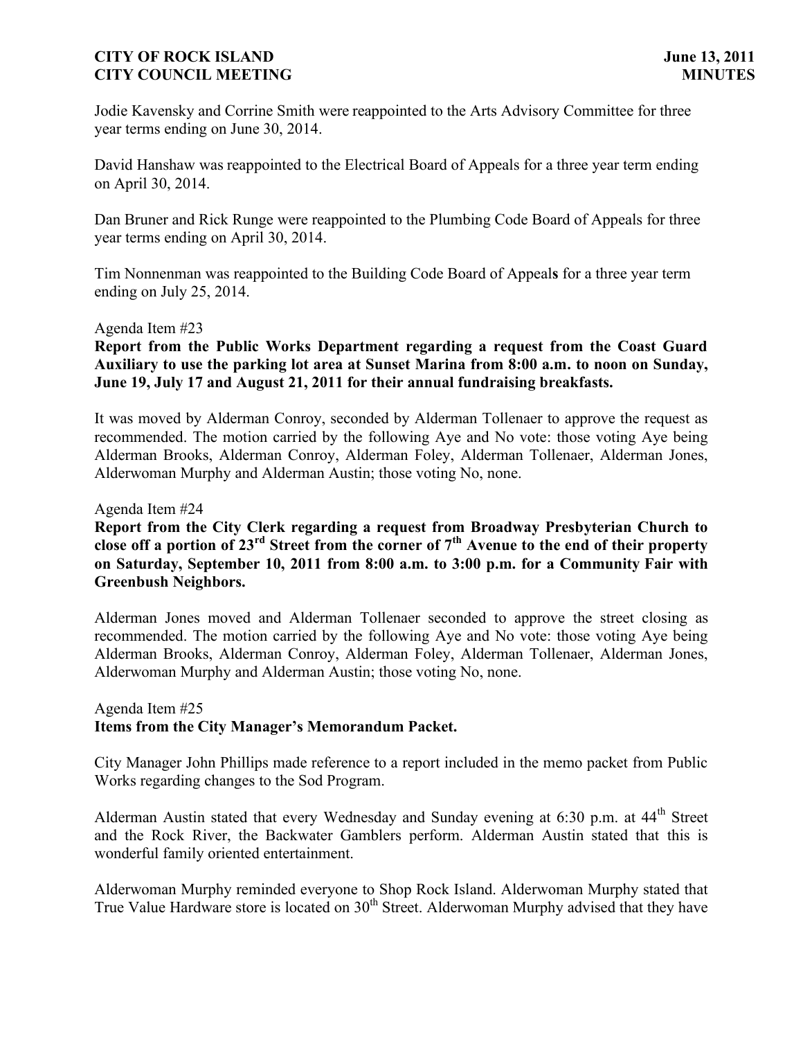Jodie Kavensky and Corrine Smith were reappointed to the Arts Advisory Committee for three year terms ending on June 30, 2014.

David Hanshaw was reappointed to the Electrical Board of Appeals for a three year term ending on April 30, 2014.

Dan Bruner and Rick Runge were reappointed to the Plumbing Code Board of Appeals for three year terms ending on April 30, 2014.

Tim Nonnenman was reappointed to the Building Code Board of Appeals for a three year term ending on July 25, 2014.

Agenda Item #23

**Report from the Public Works Department regarding a request from the Coast Guard Auxiliary to use the parking lot area at Sunset Marina from 8:00 a.m. to noon on Sunday, June 19, July 17 and August 21, 2011 for their annual fundraising breakfasts.**

It was moved by Alderman Conroy, seconded by Alderman Tollenaer to approve the request as recommended. The motion carried by the following Aye and No vote: those voting Aye being Alderman Brooks, Alderman Conroy, Alderman Foley, Alderman Tollenaer, Alderman Jones, Alderwoman Murphy and Alderman Austin; those voting No, none.

Agenda Item #24

**Report from the City Clerk regarding a request from Broadway Presbyterian Church to close off a portion of 23rd Street from the corner of 7th Avenue to the end of their property on Saturday, September 10, 2011 from 8:00 a.m. to 3:00 p.m. for a Community Fair with Greenbush Neighbors.**

Alderman Jones moved and Alderman Tollenaer seconded to approve the street closing as recommended. The motion carried by the following Aye and No vote: those voting Aye being Alderman Brooks, Alderman Conroy, Alderman Foley, Alderman Tollenaer, Alderman Jones, Alderwoman Murphy and Alderman Austin; those voting No, none.

Agenda Item #25

**Items from the City Manager's Memorandum Packet.**

City Manager John Phillips made reference to a report included in the memo packet from Public Works regarding changes to the Sod Program.

Alderman Austin stated that every Wednesday and Sunday evening at 6:30 p.m. at 44th Street and the Rock River, the Backwater Gamblers perform. Alderman Austin stated that this is wonderful family oriented entertainment.

Alderwoman Murphy reminded everyone to Shop Rock Island. Alderwoman Murphy stated that True Value Hardware store is located on 30th Street. Alderwoman Murphy advised that they have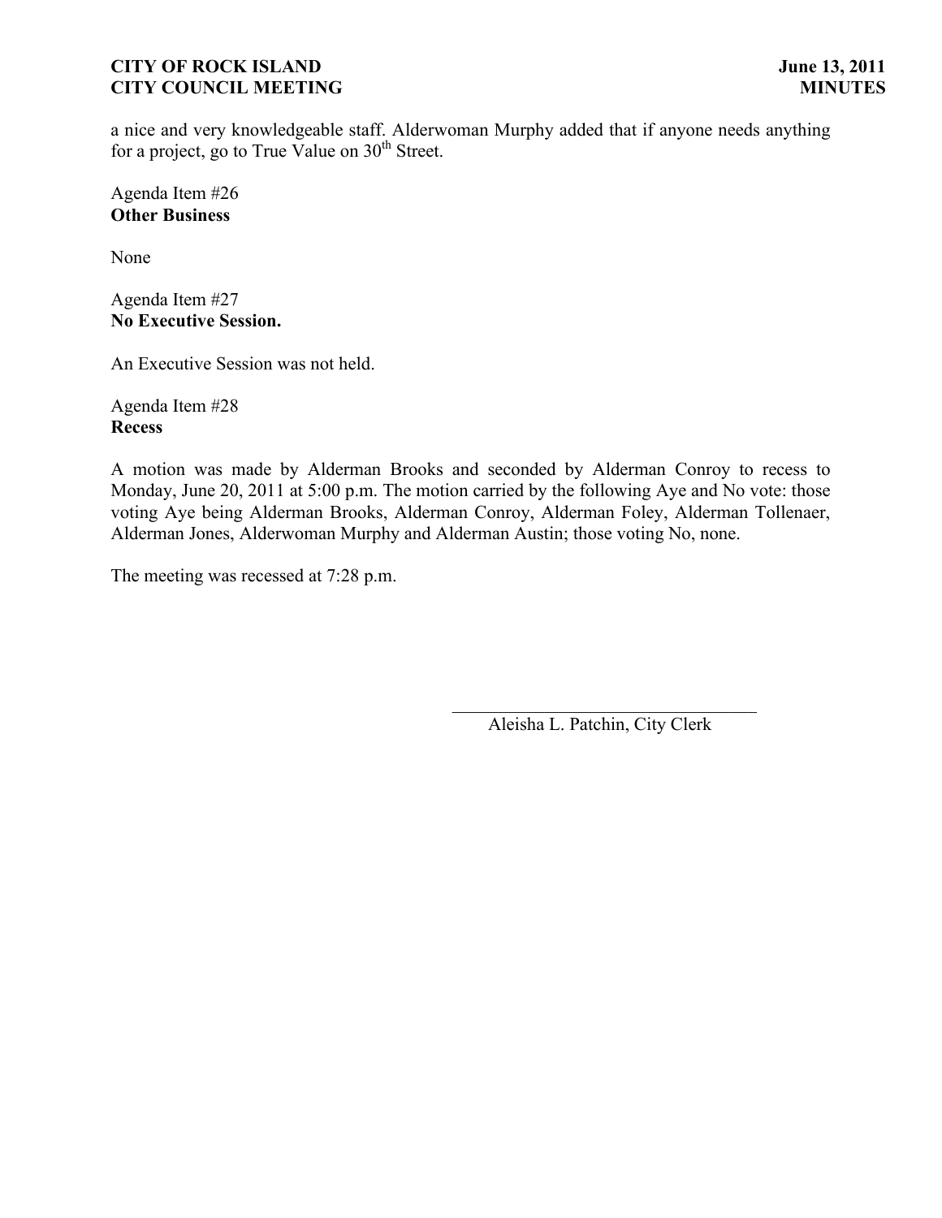a nice and very knowledgeable staff. Alderwoman Murphy added that if anyone needs anything for a project, go to True Value on 30th Street.

Agenda Item #26
**Other Business**

None

Agenda Item #27
**No Executive Session.**

An Executive Session was not held.

Agenda Item #28
**Recess**

A motion was made by Alderman Brooks and seconded by Alderman Conroy to recess to Monday, June 20, 2011 at 5:00 p.m. The motion carried by the following Aye and No vote: those voting Aye being Alderman Brooks, Alderman Conroy, Alderman Foley, Alderman Tollenaer, Alderman Jones, Alderwoman Murphy and Alderman Austin; those voting No, none.

The meeting was recessed at 7:28 p.m.

\_\_\_\_\_\_\_\_\_\_\_\_\_\_\_\_\_\_\_\_\_\_\_\_\_\_\_\_\_\_\_\_\_\_
Aleisha L. Patchin, City Clerk